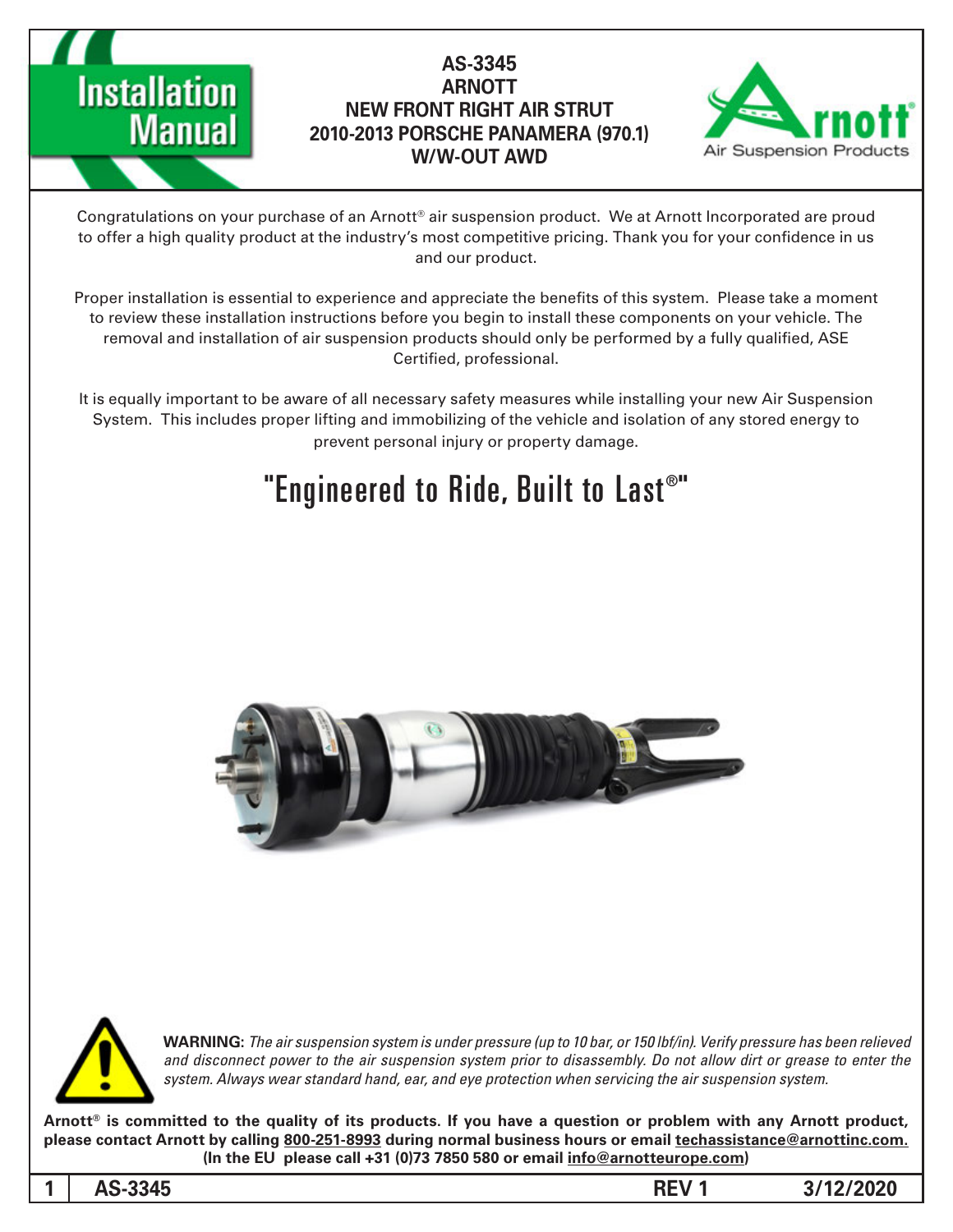# Installation Manual

**AS-3345**
**ARNOTT**
**NEW FRONT RIGHT AIR STRUT**
**2010-2013 PORSCHE PANAMERA (970.1)**
**W/W-OUT AWD**

Arnott® Air Suspension Products

Congratulations on your purchase of an Arnott® air suspension product. We at Arnott Incorporated are proud to offer a high quality product at the industry's most competitive pricing. Thank you for your confidence in us and our product.

Proper installation is essential to experience and appreciate the benefits of this system. Please take a moment to review these installation instructions before you begin to install these components on your vehicle. The removal and installation of air suspension products should only be performed by a fully qualified, ASE Certified, professional.

It is equally important to be aware of all necessary safety measures while installing your new Air Suspension System. This includes proper lifting and immobilizing of the vehicle and isolation of any stored energy to prevent personal injury or property damage.

## "Engineered to Ride, Built to Last®"

**WARNING:** *The air suspension system is under pressure (up to 10 bar, or 150 lbf/in). Verify pressure has been relieved and disconnect power to the air suspension system prior to disassembly. Do not allow dirt or grease to enter the system. Always wear standard hand, ear, and eye protection when servicing the air suspension system.*

**Arnott® is committed to the quality of its products. If you have a question or problem with any Arnott product, please contact Arnott by calling 800-251-8993 during normal business hours or email techassistance@arnottinc.com. (In the EU please call +31 (0)73 7850 580 or email info@arnotteurope.com)**

**AS-3345 REV 1 3/12/2020**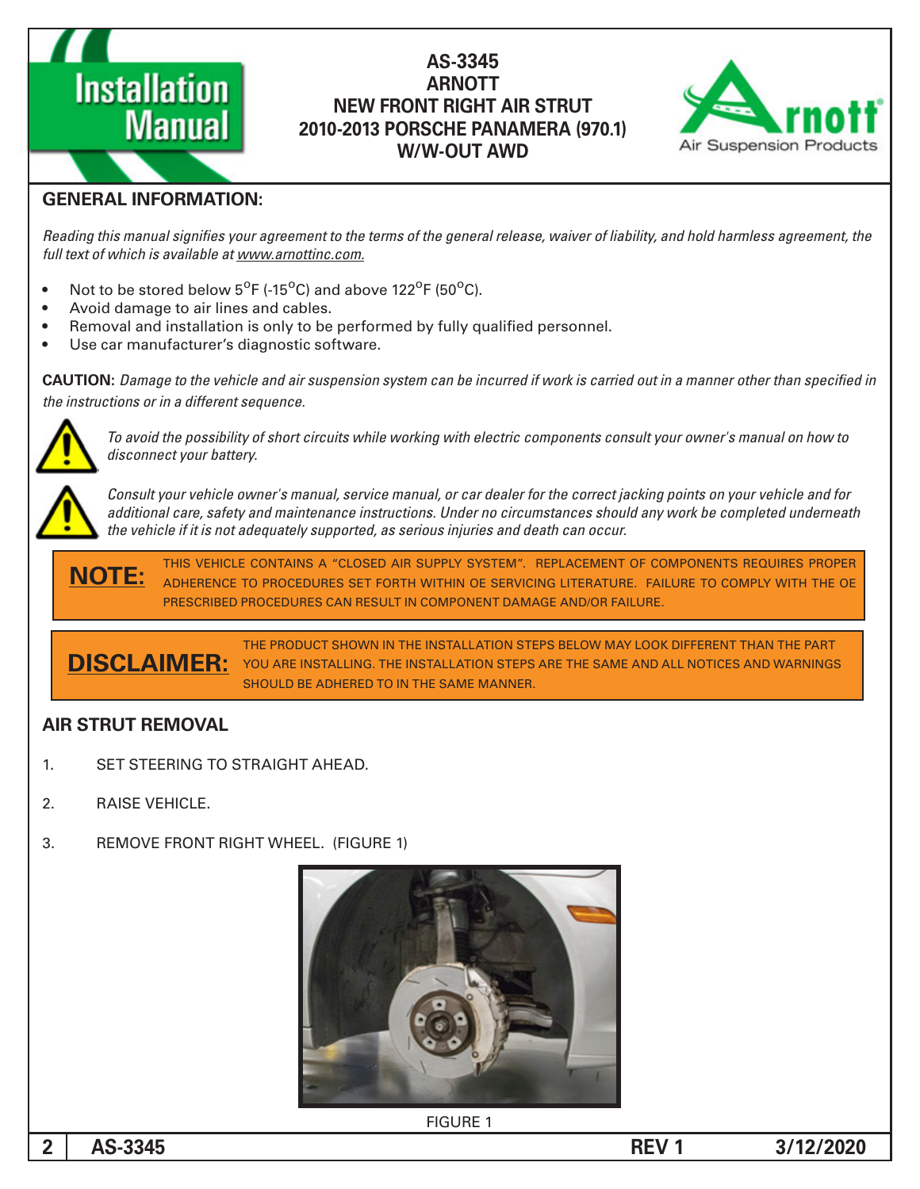# Installation Manual

**AS-3345**
**ARNOTT**
**NEW FRONT RIGHT AIR STRUT**
**2010-2013 PORSCHE PANAMERA (970.1)**
**W/W-OUT AWD**

Arnott Air Suspension Products

## GENERAL INFORMATION:

*Reading this manual signifies your agreement to the terms of the general release, waiver of liability, and hold harmless agreement, the full text of which is available at www.arnottinc.com.*

- Not to be stored below 5°F (-15°C) and above 122°F (50°C).
- Avoid damage to air lines and cables.
- Removal and installation is only to be performed by fully qualified personnel.
- Use car manufacturer's diagnostic software.

**CAUTION:** *Damage to the vehicle and air suspension system can be incurred if work is carried out in a manner other than specified in the instructions or in a different sequence.*

*To avoid the possibility of short circuits while working with electric components consult your owner's manual on how to disconnect your battery.*

*Consult your vehicle owner's manual, service manual, or car dealer for the correct jacking points on your vehicle and for additional care, safety and maintenance instructions. Under no circumstances should any work be completed underneath the vehicle if it is not adequately supported, as serious injuries and death can occur.*

**NOTE:** THIS VEHICLE CONTAINS A "CLOSED AIR SUPPLY SYSTEM". REPLACEMENT OF COMPONENTS REQUIRES PROPER ADHERENCE TO PROCEDURES SET FORTH WITHIN OE SERVICING LITERATURE. FAILURE TO COMPLY WITH THE OE PRESCRIBED PROCEDURES CAN RESULT IN COMPONENT DAMAGE AND/OR FAILURE.

**DISCLAIMER:** THE PRODUCT SHOWN IN THE INSTALLATION STEPS BELOW MAY LOOK DIFFERENT THAN THE PART YOU ARE INSTALLING. THE INSTALLATION STEPS ARE THE SAME AND ALL NOTICES AND WARNINGS SHOULD BE ADHERED TO IN THE SAME MANNER.

## AIR STRUT REMOVAL

1. SET STEERING TO STRAIGHT AHEAD.
2. RAISE VEHICLE.
3. REMOVE FRONT RIGHT WHEEL. (FIGURE 1)

FIGURE 1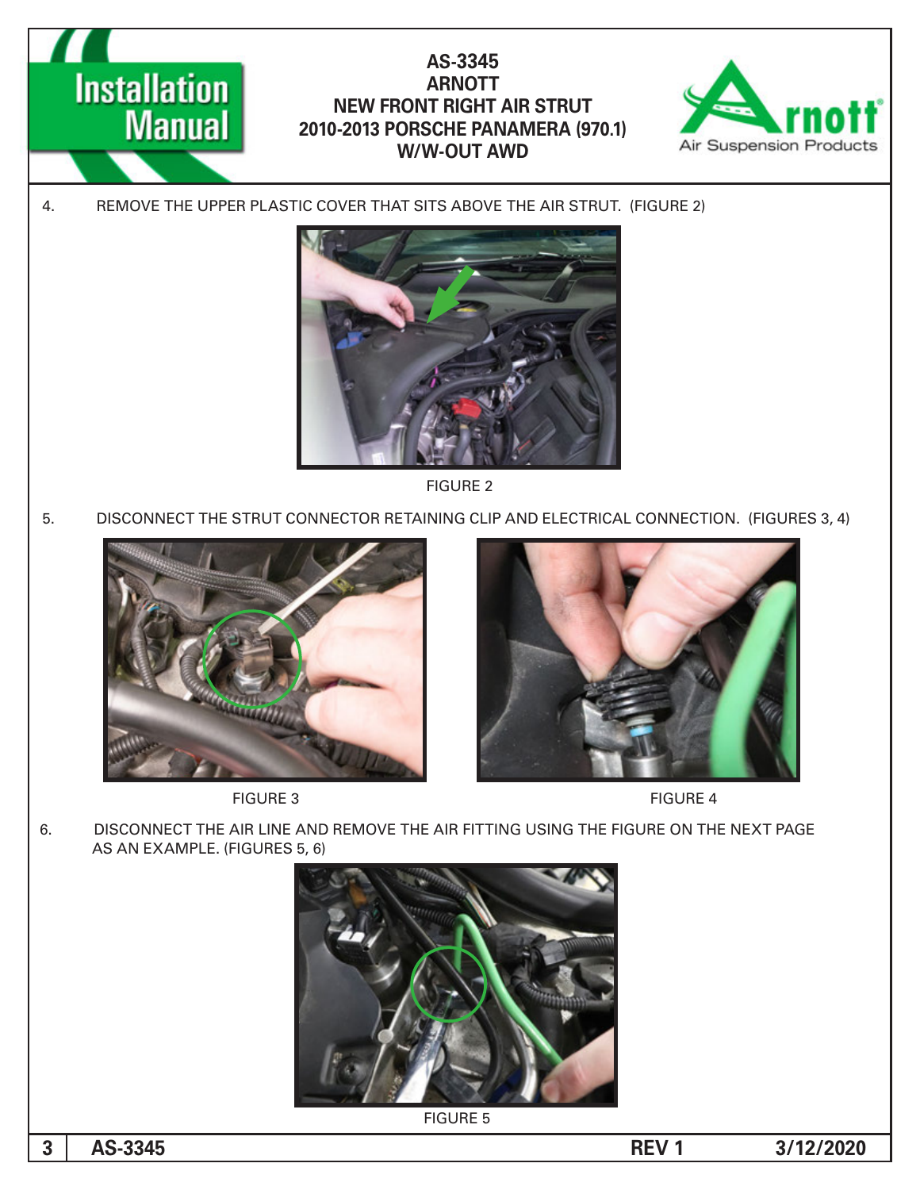4. REMOVE THE UPPER PLASTIC COVER THAT SITS ABOVE THE AIR STRUT. (FIGURE 2)

FIGURE 2

5. DISCONNECT THE STRUT CONNECTOR RETAINING CLIP AND ELECTRICAL CONNECTION. (FIGURES 3, 4)

FIGURE 3

FIGURE 4

6. DISCONNECT THE AIR LINE AND REMOVE THE AIR FITTING USING THE FIGURE ON THE NEXT PAGE AS AN EXAMPLE. (FIGURES 5, 6)

FIGURE 5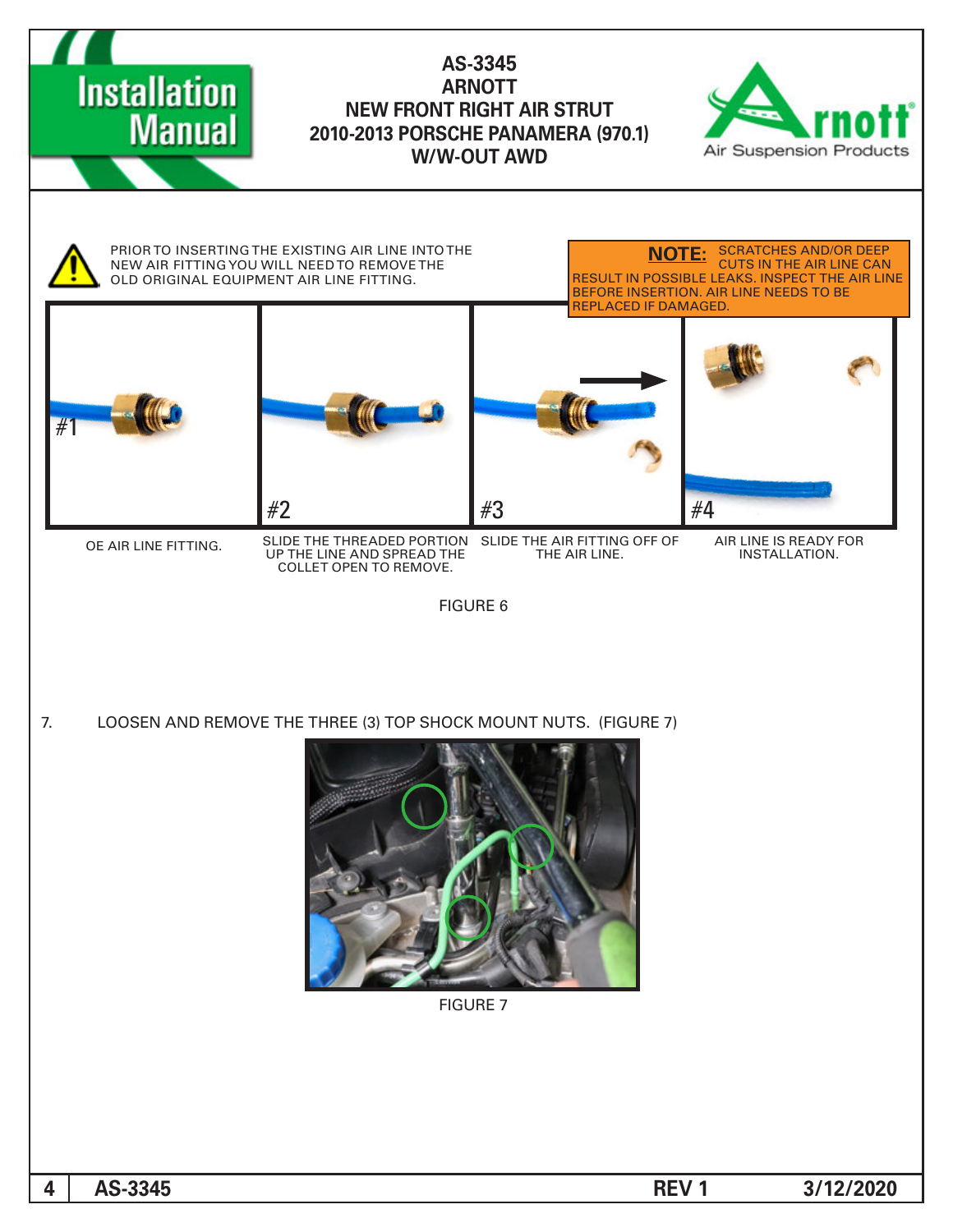PRIOR TO INSERTING THE EXISTING AIR LINE INTO THE NEW AIR FITTING YOU WILL NEED TO REMOVE THE OLD ORIGINAL EQUIPMENT AIR LINE FITTING.

**NOTE:** SCRATCHES AND/OR DEEP CUTS IN THE AIR LINE CAN RESULT IN POSSIBLE LEAKS. INSPECT THE AIR LINE BEFORE INSERTION. AIR LINE NEEDS TO BE REPLACED IF DAMAGED.

#1 OE AIR LINE FITTING.

#2 SLIDE THE THREADED PORTION UP THE LINE AND SPREAD THE COLLET OPEN TO REMOVE.

#3 SLIDE THE AIR FITTING OFF OF THE AIR LINE.

#4 AIR LINE IS READY FOR INSTALLATION.

FIGURE 6

7. LOOSEN AND REMOVE THE THREE (3) TOP SHOCK MOUNT NUTS. (FIGURE 7)

FIGURE 7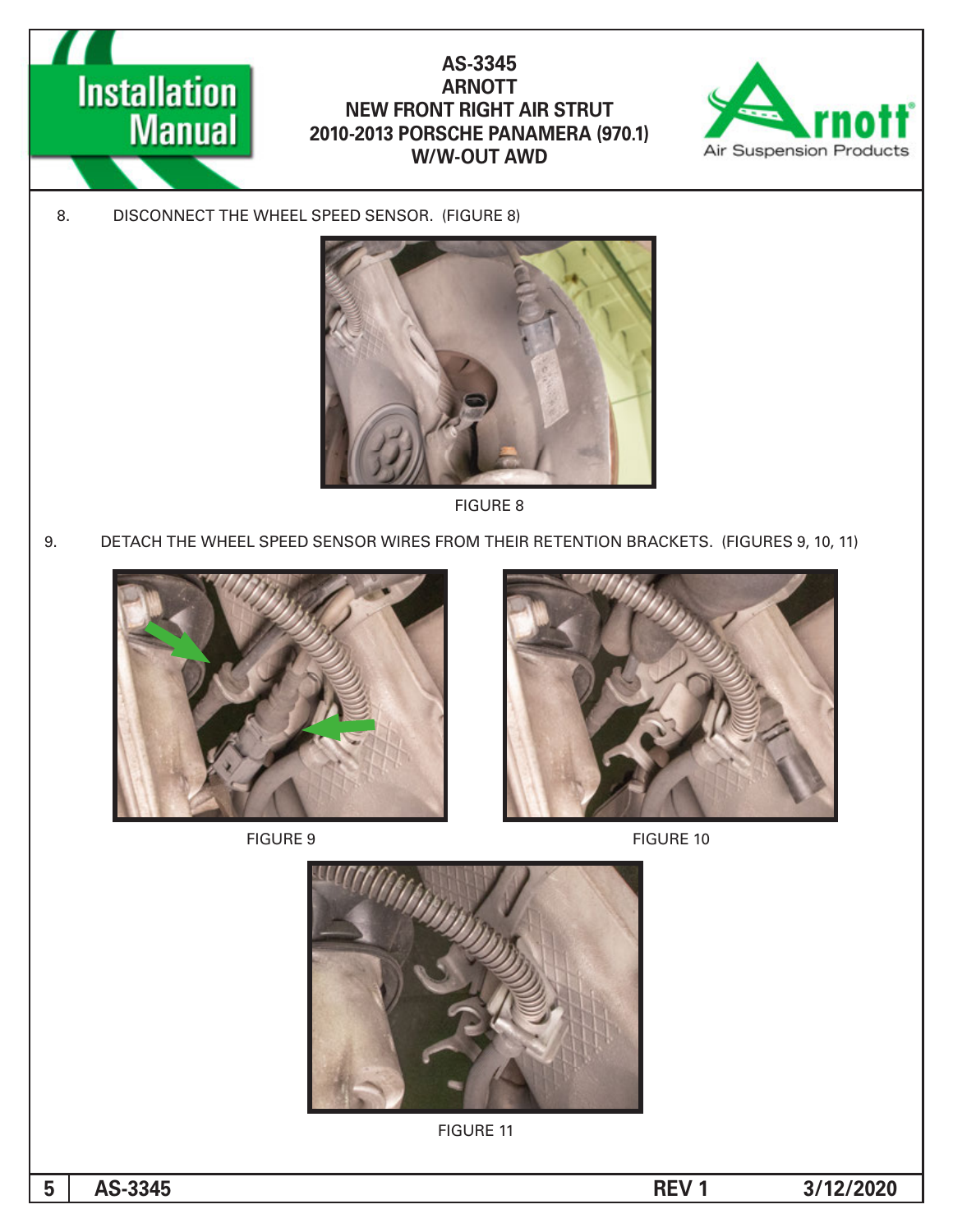8. DISCONNECT THE WHEEL SPEED SENSOR. (FIGURE 8)

FIGURE 8

9. DETACH THE WHEEL SPEED SENSOR WIRES FROM THEIR RETENTION BRACKETS. (FIGURES 9, 10, 11)

FIGURE 9

FIGURE 10

FIGURE 11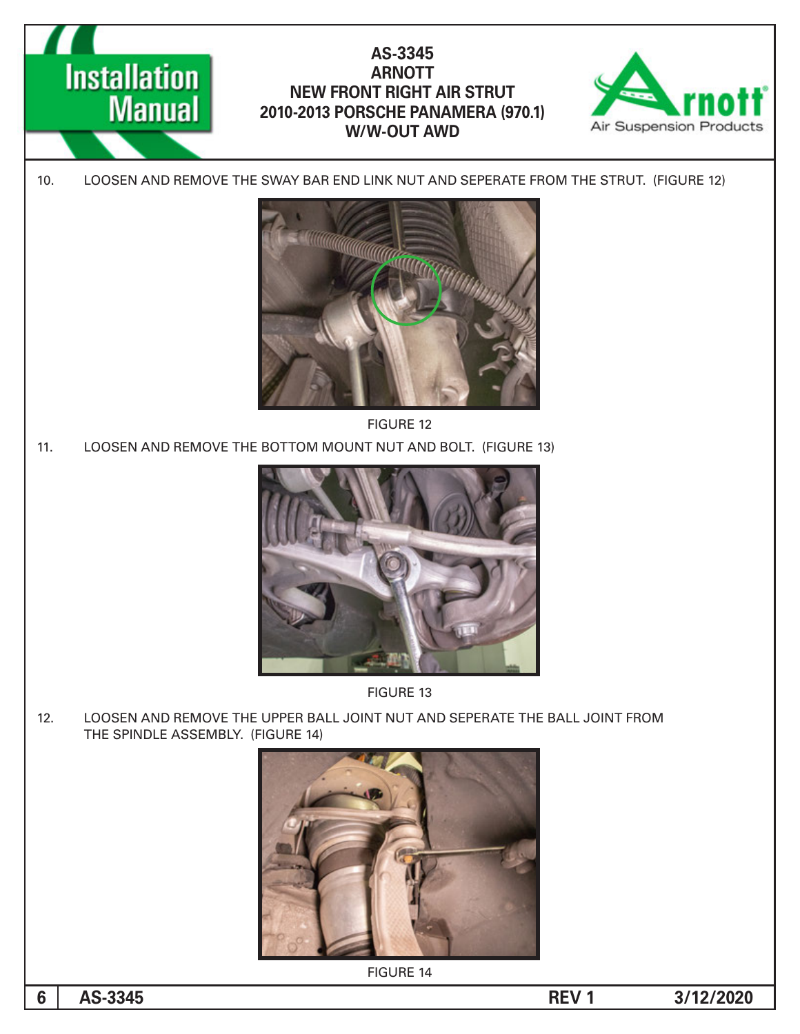10. LOOSEN AND REMOVE THE SWAY BAR END LINK NUT AND SEPERATE FROM THE STRUT. (FIGURE 12)

FIGURE 12

11. LOOSEN AND REMOVE THE BOTTOM MOUNT NUT AND BOLT. (FIGURE 13)

FIGURE 13

12. LOOSEN AND REMOVE THE UPPER BALL JOINT NUT AND SEPERATE THE BALL JOINT FROM THE SPINDLE ASSEMBLY. (FIGURE 14)

FIGURE 14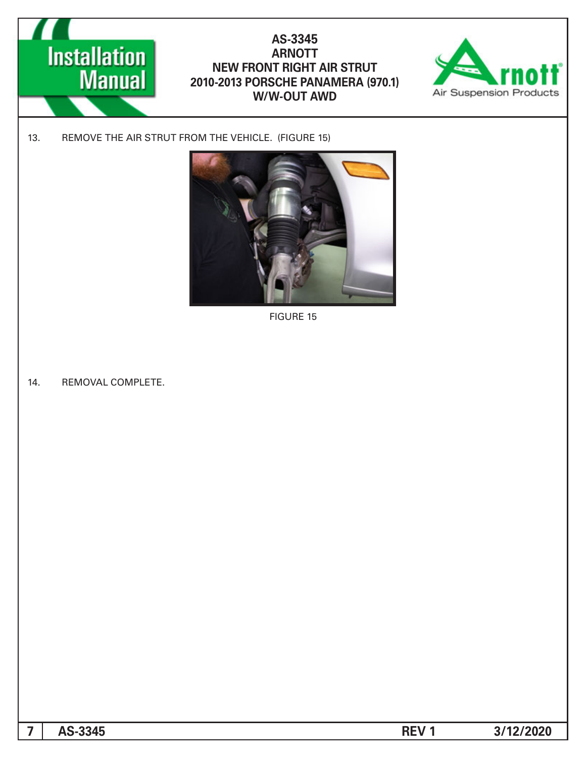13. REMOVE THE AIR STRUT FROM THE VEHICLE. (FIGURE 15)

FIGURE 15

14. REMOVAL COMPLETE.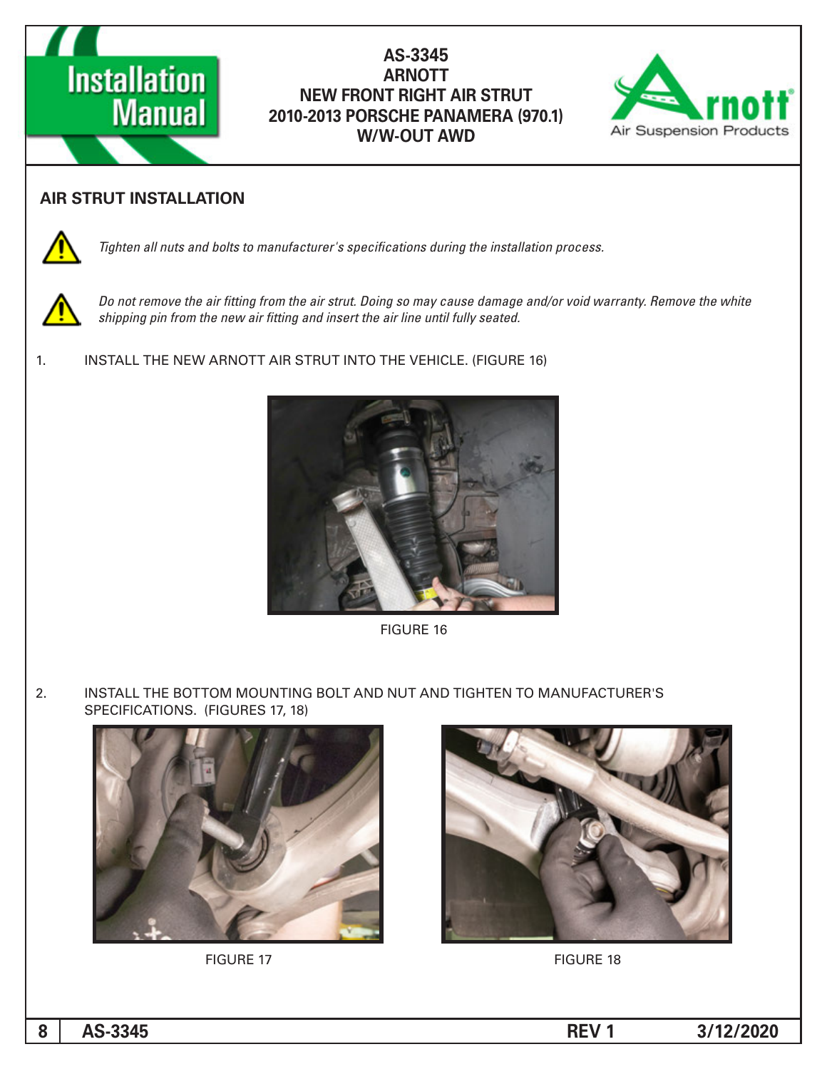## AIR STRUT INSTALLATION

*Tighten all nuts and bolts to manufacturer's specifications during the installation process.*

*Do not remove the air fitting from the air strut. Doing so may cause damage and/or void warranty. Remove the white shipping pin from the new air fitting and insert the air line until fully seated.*

1. INSTALL THE NEW ARNOTT AIR STRUT INTO THE VEHICLE. (FIGURE 16)

FIGURE 16

2. INSTALL THE BOTTOM MOUNTING BOLT AND NUT AND TIGHTEN TO MANUFACTURER'S SPECIFICATIONS. (FIGURES 17, 18)

FIGURE 17

FIGURE 18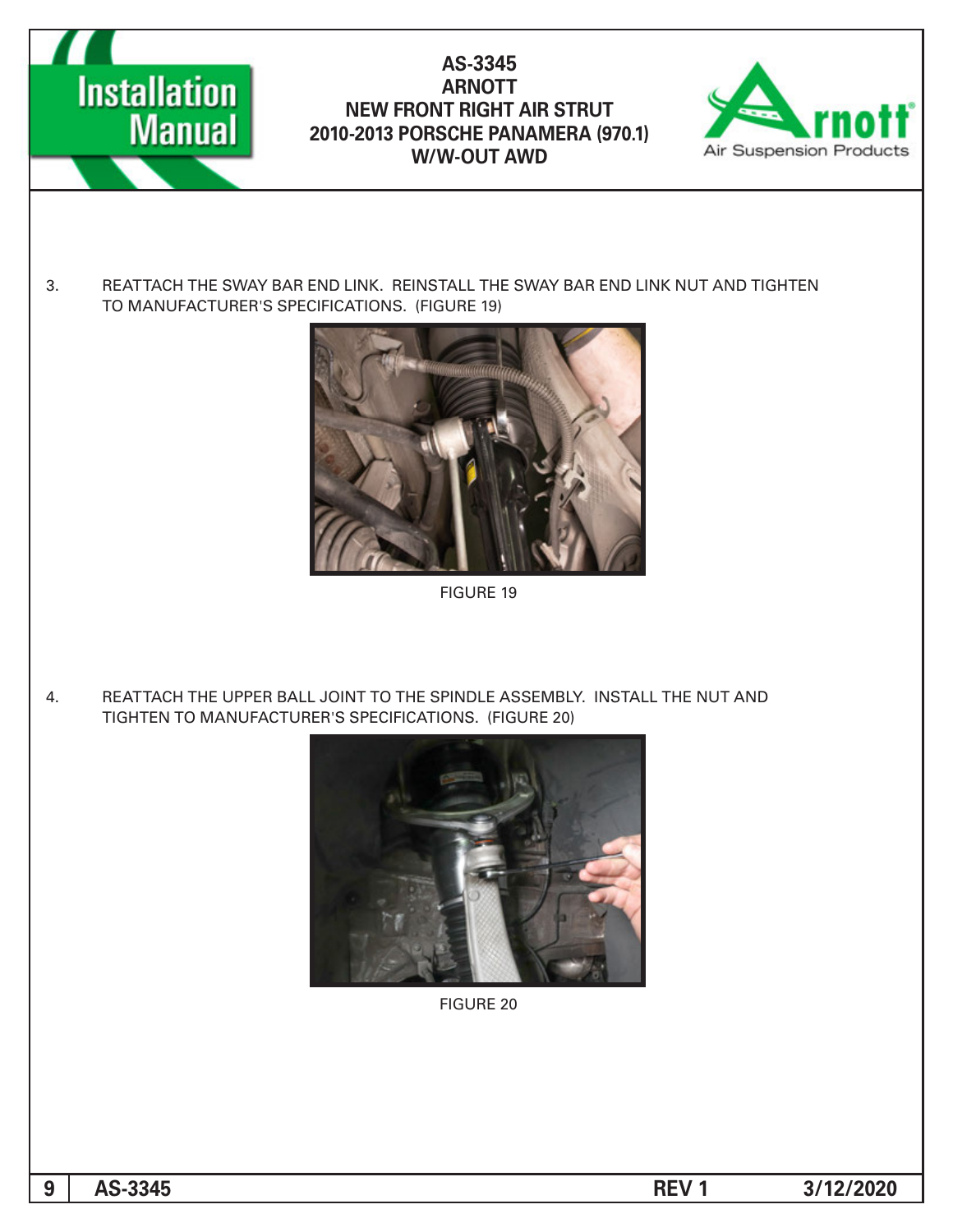3. REATTACH THE SWAY BAR END LINK. REINSTALL THE SWAY BAR END LINK NUT AND TIGHTEN TO MANUFACTURER'S SPECIFICATIONS. (FIGURE 19)

FIGURE 19

4. REATTACH THE UPPER BALL JOINT TO THE SPINDLE ASSEMBLY. INSTALL THE NUT AND TIGHTEN TO MANUFACTURER'S SPECIFICATIONS. (FIGURE 20)

FIGURE 20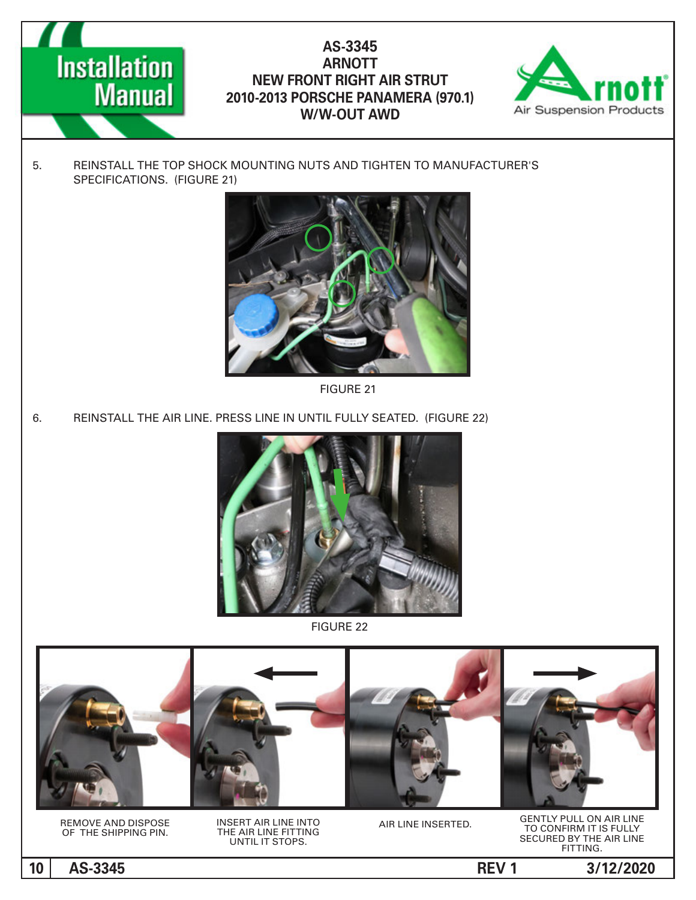5. REINSTALL THE TOP SHOCK MOUNTING NUTS AND TIGHTEN TO MANUFACTURER'S SPECIFICATIONS. (FIGURE 21)

FIGURE 21

6. REINSTALL THE AIR LINE. PRESS LINE IN UNTIL FULLY SEATED. (FIGURE 22)

FIGURE 22

REMOVE AND DISPOSE OF THE SHIPPING PIN.

INSERT AIR LINE INTO THE AIR LINE FITTING UNTIL IT STOPS.

AIR LINE INSERTED.

GENTLY PULL ON AIR LINE TO CONFIRM IT IS FULLY SECURED BY THE AIR LINE FITTING.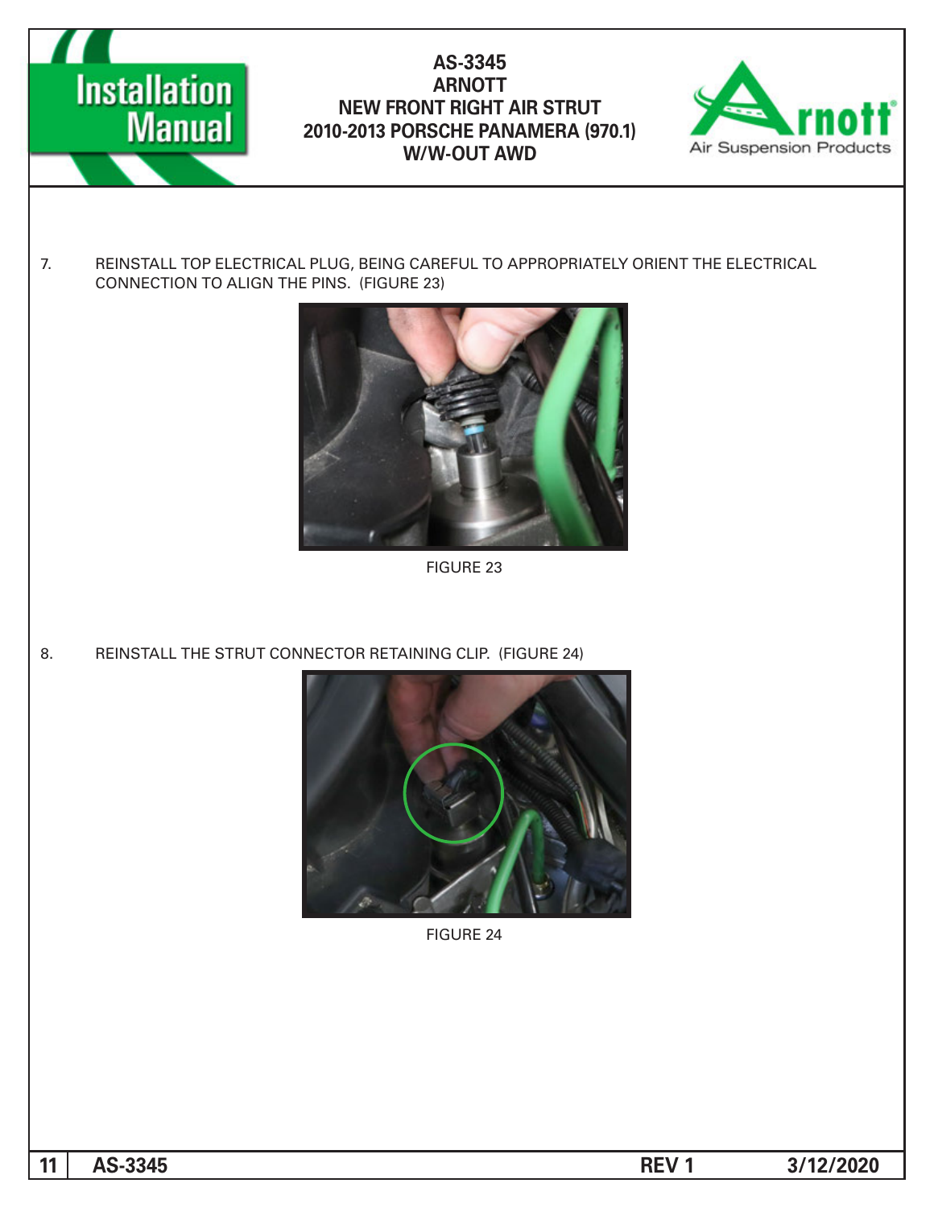7. REINSTALL TOP ELECTRICAL PLUG, BEING CAREFUL TO APPROPRIATELY ORIENT THE ELECTRICAL CONNECTION TO ALIGN THE PINS. (FIGURE 23)

FIGURE 23

8. REINSTALL THE STRUT CONNECTOR RETAINING CLIP. (FIGURE 24)

FIGURE 24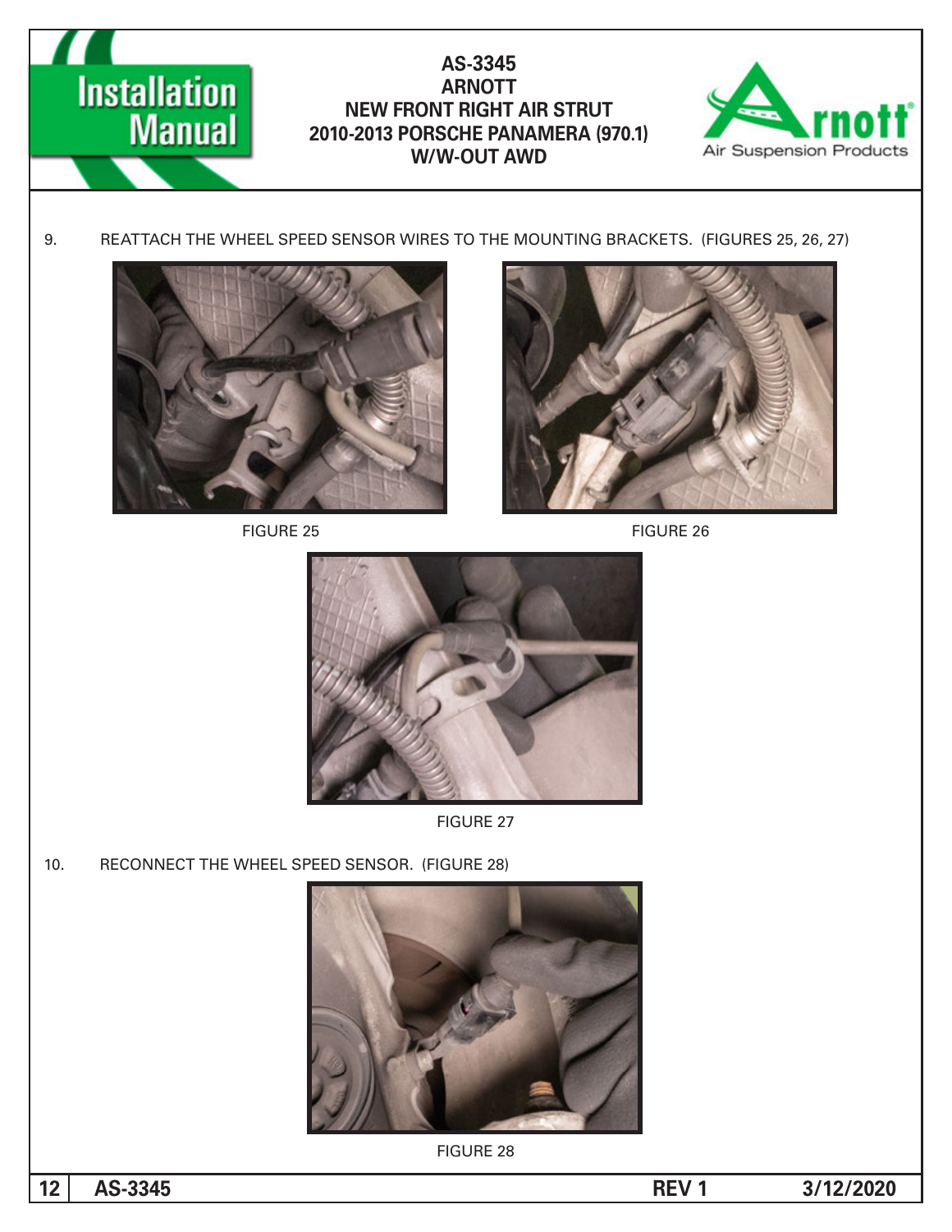9. REATTACH THE WHEEL SPEED SENSOR WIRES TO THE MOUNTING BRACKETS. (FIGURES 25, 26, 27)

FIGURE 25

FIGURE 26

FIGURE 27

10. RECONNECT THE WHEEL SPEED SENSOR. (FIGURE 28)

FIGURE 28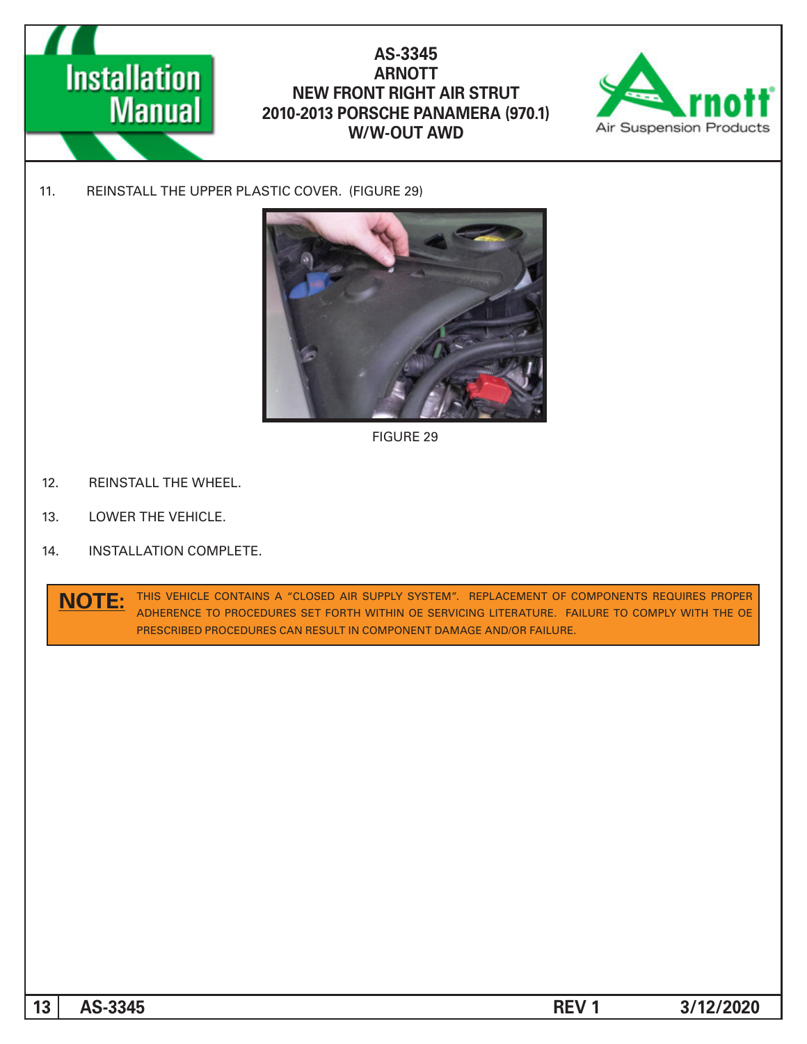11. REINSTALL THE UPPER PLASTIC COVER. (FIGURE 29)

FIGURE 29

12. REINSTALL THE WHEEL.
13. LOWER THE VEHICLE.
14. INSTALLATION COMPLETE.

**NOTE:** THIS VEHICLE CONTAINS A "CLOSED AIR SUPPLY SYSTEM". REPLACEMENT OF COMPONENTS REQUIRES PROPER ADHERENCE TO PROCEDURES SET FORTH WITHIN OE SERVICING LITERATURE. FAILURE TO COMPLY WITH THE OE PRESCRIBED PROCEDURES CAN RESULT IN COMPONENT DAMAGE AND/OR FAILURE.